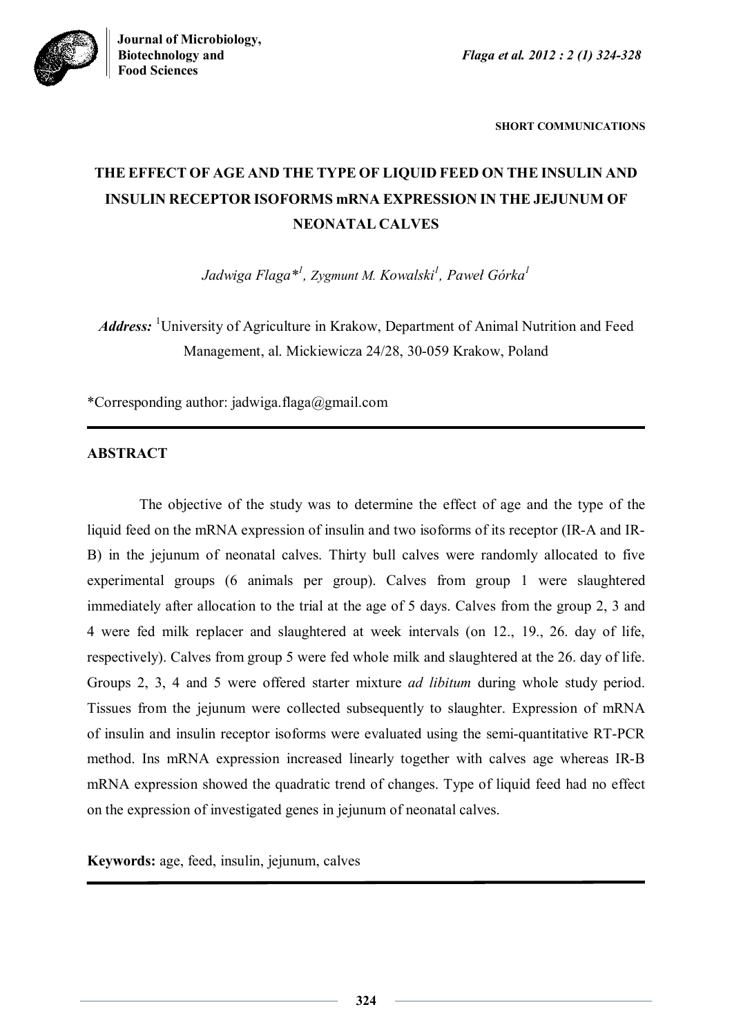SHORT COMMUNICATIONS

# THE EFFECT OF AGE AND THE TYPE OF LIQUID FEED ON THE INSULIN AND INSULIN RECEPTOR ISOFORMS mRNA EXPRESSION IN THE JEJUNUM OF NEONATAL CALVES

*Jadwiga Flaga*[*1], *Zygmunt M. Kowalski*[1], *Paweł Górka*[1]

***Address:*** [1]University of Agriculture in Krakow, Department of Animal Nutrition and Feed Management, al. Mickiewicza 24/28, 30-059 Krakow, Poland

*Corresponding author: jadwiga.flaga@gmail.com

## ABSTRACT

The objective of the study was to determine the effect of age and the type of the liquid feed on the mRNA expression of insulin and two isoforms of its receptor (IR-A and IR-B) in the jejunum of neonatal calves. Thirty bull calves were randomly allocated to five experimental groups (6 animals per group). Calves from group 1 were slaughtered immediately after allocation to the trial at the age of 5 days. Calves from the group 2, 3 and 4 were fed milk replacer and slaughtered at week intervals (on 12., 19., 26. day of life, respectively). Calves from group 5 were fed whole milk and slaughtered at the 26. day of life. Groups 2, 3, 4 and 5 were offered starter mixture *ad libitum* during whole study period. Tissues from the jejunum were collected subsequently to slaughter. Expression of mRNA of insulin and insulin receptor isoforms were evaluated using the semi-quantitative RT-PCR method. Ins mRNA expression increased linearly together with calves age whereas IR-B mRNA expression showed the quadratic trend of changes. Type of liquid feed had no effect on the expression of investigated genes in jejunum of neonatal calves.

**Keywords:** age, feed, insulin, jejunum, calves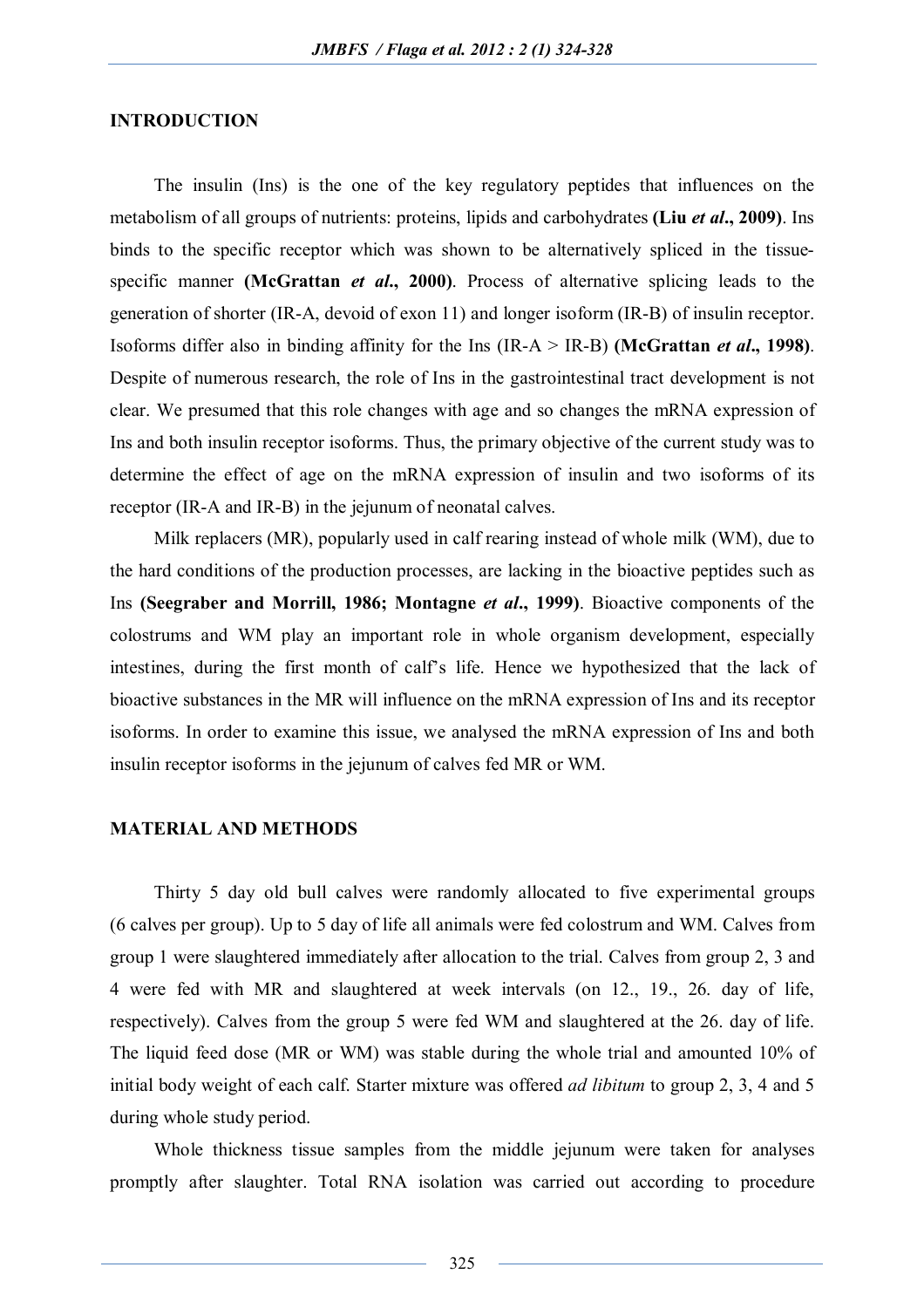## INTRODUCTION

The insulin (Ins) is the one of the key regulatory peptides that influences on the metabolism of all groups of nutrients: proteins, lipids and carbohydrates **(Liu *et al*., 2009)**. Ins binds to the specific receptor which was shown to be alternatively spliced in the tissue-specific manner **(McGrattan *et al*., 2000)**. Process of alternative splicing leads to the generation of shorter (IR-A, devoid of exon 11) and longer isoform (IR-B) of insulin receptor. Isoforms differ also in binding affinity for the Ins (IR-A > IR-B) **(McGrattan *et al*., 1998)**. Despite of numerous research, the role of Ins in the gastrointestinal tract development is not clear. We presumed that this role changes with age and so changes the mRNA expression of Ins and both insulin receptor isoforms. Thus, the primary objective of the current study was to determine the effect of age on the mRNA expression of insulin and two isoforms of its receptor (IR-A and IR-B) in the jejunum of neonatal calves.

Milk replacers (MR), popularly used in calf rearing instead of whole milk (WM), due to the hard conditions of the production processes, are lacking in the bioactive peptides such as Ins **(Seegraber and Morrill, 1986; Montagne *et al*., 1999)**. Bioactive components of the colostrums and WM play an important role in whole organism development, especially intestines, during the first month of calf's life. Hence we hypothesized that the lack of bioactive substances in the MR will influence on the mRNA expression of Ins and its receptor isoforms. In order to examine this issue, we analysed the mRNA expression of Ins and both insulin receptor isoforms in the jejunum of calves fed MR or WM.

## MATERIAL AND METHODS

Thirty 5 day old bull calves were randomly allocated to five experimental groups (6 calves per group). Up to 5 day of life all animals were fed colostrum and WM. Calves from group 1 were slaughtered immediately after allocation to the trial. Calves from group 2, 3 and 4 were fed with MR and slaughtered at week intervals (on 12., 19., 26. day of life, respectively). Calves from the group 5 were fed WM and slaughtered at the 26. day of life. The liquid feed dose (MR or WM) was stable during the whole trial and amounted 10% of initial body weight of each calf. Starter mixture was offered *ad libitum* to group 2, 3, 4 and 5 during whole study period.

Whole thickness tissue samples from the middle jejunum were taken for analyses promptly after slaughter. Total RNA isolation was carried out according to procedure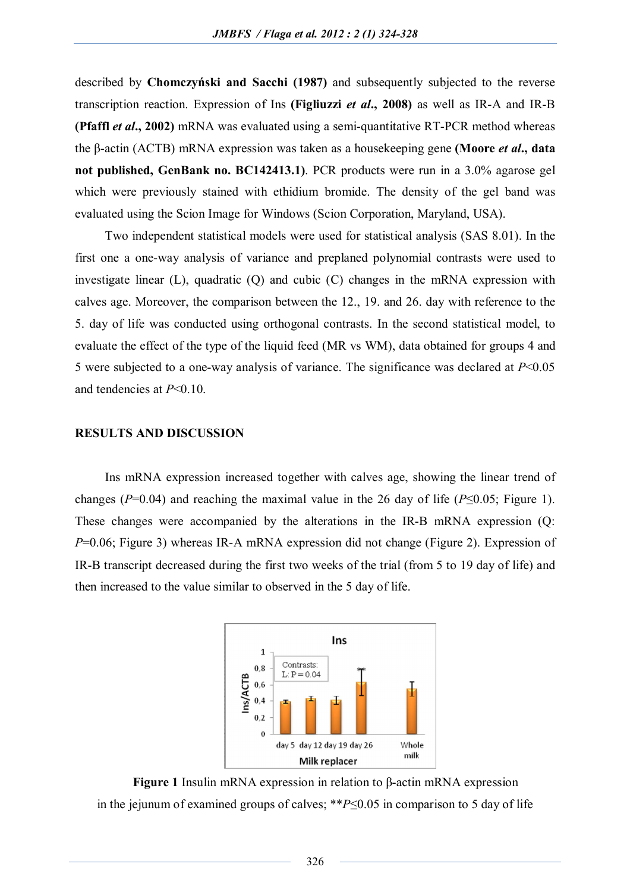described by **Chomczyński and Sacchi (1987)** and subsequently subjected to the reverse transcription reaction. Expression of Ins **(Figliuzzi *et al*., 2008)** as well as IR-A and IR-B **(Pfaffl *et al*., 2002)** mRNA was evaluated using a semi-quantitative RT-PCR method whereas the β-actin (ACTB) mRNA expression was taken as a housekeeping gene **(Moore *et al*., data not published, GenBank no. BC142413.1)**. PCR products were run in a 3.0% agarose gel which were previously stained with ethidium bromide. The density of the gel band was evaluated using the Scion Image for Windows (Scion Corporation, Maryland, USA).

Two independent statistical models were used for statistical analysis (SAS 8.01). In the first one a one-way analysis of variance and preplaned polynomial contrasts were used to investigate linear (L), quadratic (Q) and cubic (C) changes in the mRNA expression with calves age. Moreover, the comparison between the 12., 19. and 26. day with reference to the 5. day of life was conducted using orthogonal contrasts. In the second statistical model, to evaluate the effect of the type of the liquid feed (MR vs WM), data obtained for groups 4 and 5 were subjected to a one-way analysis of variance. The significance was declared at $P<0.05$ and tendencies at $P<0.10$.

## RESULTS AND DISCUSSION

Ins mRNA expression increased together with calves age, showing the linear trend of changes ($P=0.04$) and reaching the maximal value in the 26 day of life ($P\leq0.05$; Figure 1). These changes were accompanied by the alterations in the IR-B mRNA expression (Q: $P=0.06$; Figure 3) whereas IR-A mRNA expression did not change (Figure 2). Expression of IR-B transcript decreased during the first two weeks of the trial (from 5 to 19 day of life) and then increased to the value similar to observed in the 5 day of life.

**Figure 1** Insulin mRNA expression in relation to β-actin mRNA expression in the jejunum of examined groups of calves; $^{**}P\leq0.05$ in comparison to 5 day of life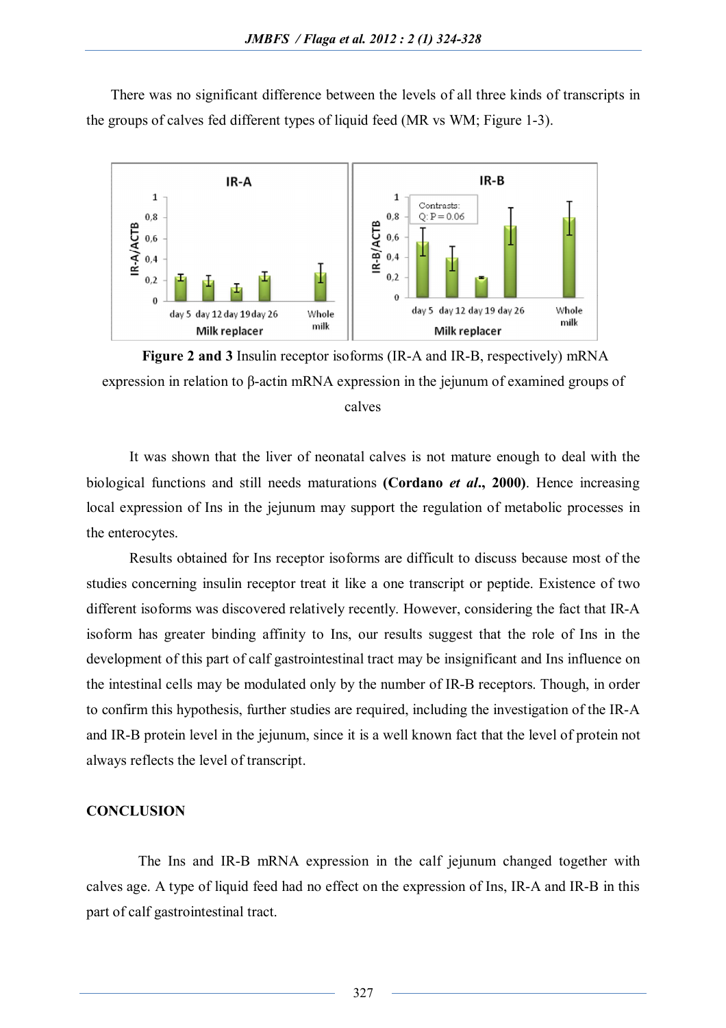There was no significant difference between the levels of all three kinds of transcripts in the groups of calves fed different types of liquid feed (MR vs WM; Figure 1-3).

**Figure 2 and 3** Insulin receptor isoforms (IR-A and IR-B, respectively) mRNA expression in relation to β-actin mRNA expression in the jejunum of examined groups of calves

It was shown that the liver of neonatal calves is not mature enough to deal with the biological functions and still needs maturations **(Cordano *et al*., 2000)**. Hence increasing local expression of Ins in the jejunum may support the regulation of metabolic processes in the enterocytes.

Results obtained for Ins receptor isoforms are difficult to discuss because most of the studies concerning insulin receptor treat it like a one transcript or peptide. Existence of two different isoforms was discovered relatively recently. However, considering the fact that IR-A isoform has greater binding affinity to Ins, our results suggest that the role of Ins in the development of this part of calf gastrointestinal tract may be insignificant and Ins influence on the intestinal cells may be modulated only by the number of IR-B receptors. Though, in order to confirm this hypothesis, further studies are required, including the investigation of the IR-A and IR-B protein level in the jejunum, since it is a well known fact that the level of protein not always reflects the level of transcript.

## CONCLUSION

The Ins and IR-B mRNA expression in the calf jejunum changed together with calves age. A type of liquid feed had no effect on the expression of Ins, IR-A and IR-B in this part of calf gastrointestinal tract.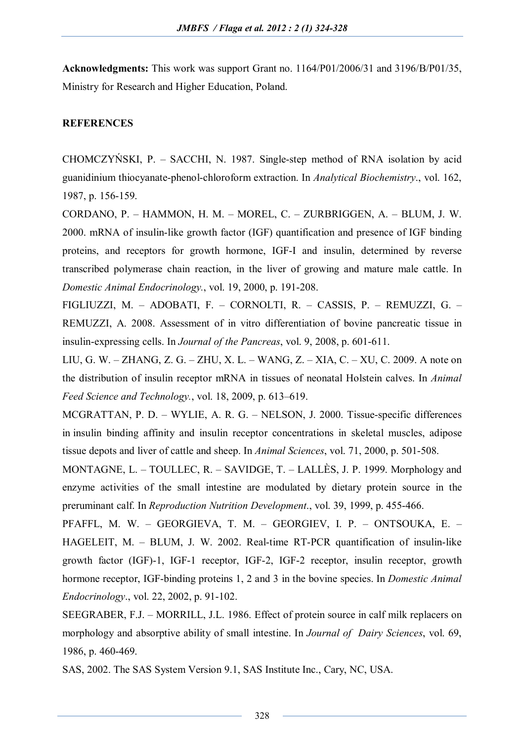**Acknowledgments:** This work was support Grant no. 1164/P01/2006/31 and 3196/B/P01/35, Ministry for Research and Higher Education, Poland.

**REFERENCES**

CHOMCZYŃSKI, P. – SACCHI, N. 1987. Single-step method of RNA isolation by acid guanidinium thiocyanate-phenol-chloroform extraction. In *Analytical Biochemistry*., vol. 162, 1987, p. 156-159.

CORDANO, P. – HAMMON, H. M. – MOREL, C. – ZURBRIGGEN, A. – BLUM, J. W. 2000. mRNA of insulin-like growth factor (IGF) quantification and presence of IGF binding proteins, and receptors for growth hormone, IGF-I and insulin, determined by reverse transcribed polymerase chain reaction, in the liver of growing and mature male cattle. In *Domestic Animal Endocrinology.*, vol. 19, 2000, p. 191-208.

FIGLIUZZI, M. – ADOBATI, F. – CORNOLTI, R. – CASSIS, P. – REMUZZI, G. – REMUZZI, A. 2008. Assessment of in vitro differentiation of bovine pancreatic tissue in insulin-expressing cells. In *Journal of the Pancreas*, vol. 9, 2008, p. 601-611.

LIU, G. W. – ZHANG, Z. G. – ZHU, X. L. – WANG, Z. – XIA, C. – XU, C. 2009. A note on the distribution of insulin receptor mRNA in tissues of neonatal Holstein calves. In *Animal Feed Science and Technology.*, vol. 18, 2009, p. 613–619.

MCGRATTAN, P. D. – WYLIE, A. R. G. – NELSON, J. 2000. Tissue-specific differences in insulin binding affinity and insulin receptor concentrations in skeletal muscles, adipose tissue depots and liver of cattle and sheep. In *Animal Sciences*, vol. 71, 2000, p. 501-508.

MONTAGNE, L. – TOULLEC, R. – SAVIDGE, T. – LALLÈS, J. P. 1999. Morphology and enzyme activities of the small intestine are modulated by dietary protein source in the preruminant calf. In *Reproduction Nutrition Development*., vol. 39, 1999, p. 455-466.

PFAFFL, M. W. – GEORGIEVA, T. M. – GEORGIEV, I. P. – ONTSOUKA, E. – HAGELEIT, M. – BLUM, J. W. 2002. Real-time RT-PCR quantification of insulin-like growth factor (IGF)-1, IGF-1 receptor, IGF-2, IGF-2 receptor, insulin receptor, growth hormone receptor, IGF-binding proteins 1, 2 and 3 in the bovine species. In *Domestic Animal Endocrinology*., vol. 22, 2002, p. 91-102.

SEEGRABER, F.J. – MORRILL, J.L. 1986. Effect of protein source in calf milk replacers on morphology and absorptive ability of small intestine. In *Journal of Dairy Sciences*, vol. 69, 1986, p. 460-469.

SAS, 2002. The SAS System Version 9.1, SAS Institute Inc., Cary, NC, USA.